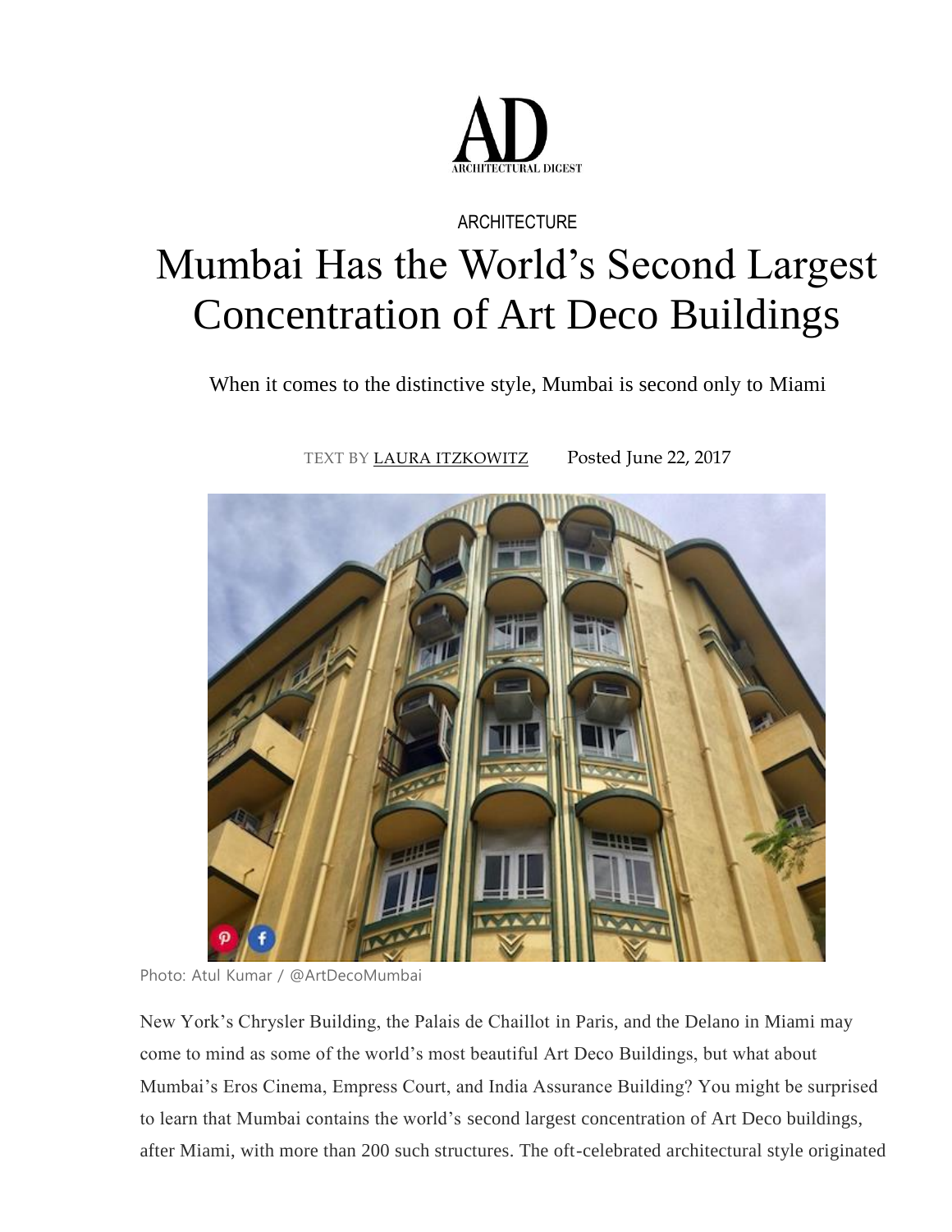AD
ARCHITECTURAL DIGEST

ARCHITECTURE

# Mumbai Has the World's Second Largest Concentration of Art Deco Buildings

When it comes to the distinctive style, Mumbai is second only to Miami

TEXT BY LAURA ITZKOWITZ Posted June 22, 2017

Photo: Atul Kumar / @ArtDecoMumbai

New York's Chrysler Building, the Palais de Chaillot in Paris, and the Delano in Miami may come to mind as some of the world's most beautiful Art Deco Buildings, but what about Mumbai's Eros Cinema, Empress Court, and India Assurance Building? You might be surprised to learn that Mumbai contains the world's second largest concentration of Art Deco buildings, after Miami, with more than 200 such structures. The oft-celebrated architectural style originated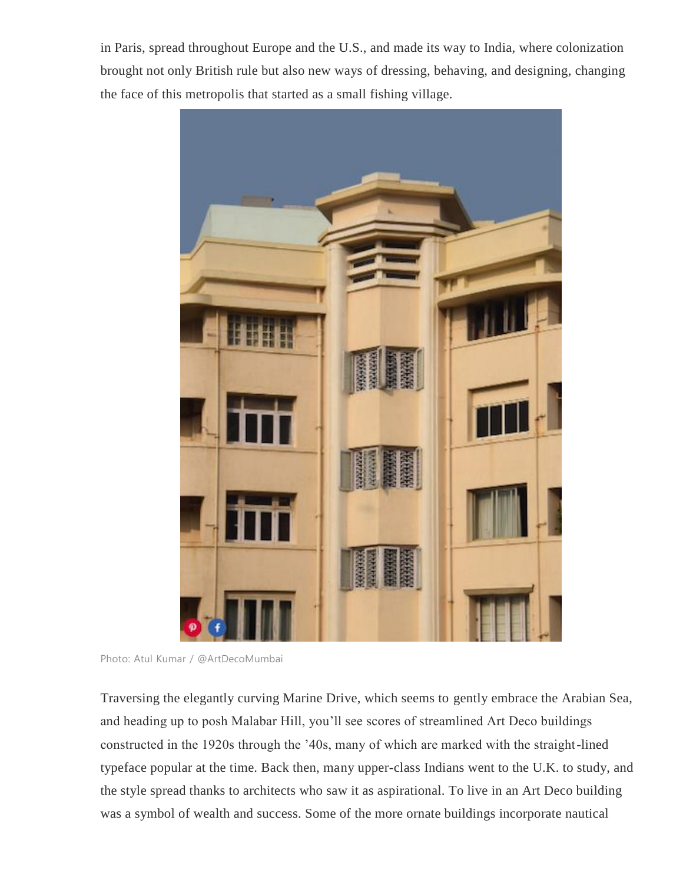in Paris, spread throughout Europe and the U.S., and made its way to India, where colonization brought not only British rule but also new ways of dressing, behaving, and designing, changing the face of this metropolis that started as a small fishing village.

Photo: Atul Kumar / @ArtDecoMumbai

Traversing the elegantly curving Marine Drive, which seems to gently embrace the Arabian Sea, and heading up to posh Malabar Hill, you'll see scores of streamlined Art Deco buildings constructed in the 1920s through the '40s, many of which are marked with the straight-lined typeface popular at the time. Back then, many upper-class Indians went to the U.K. to study, and the style spread thanks to architects who saw it as aspirational. To live in an Art Deco building was a symbol of wealth and success. Some of the more ornate buildings incorporate nautical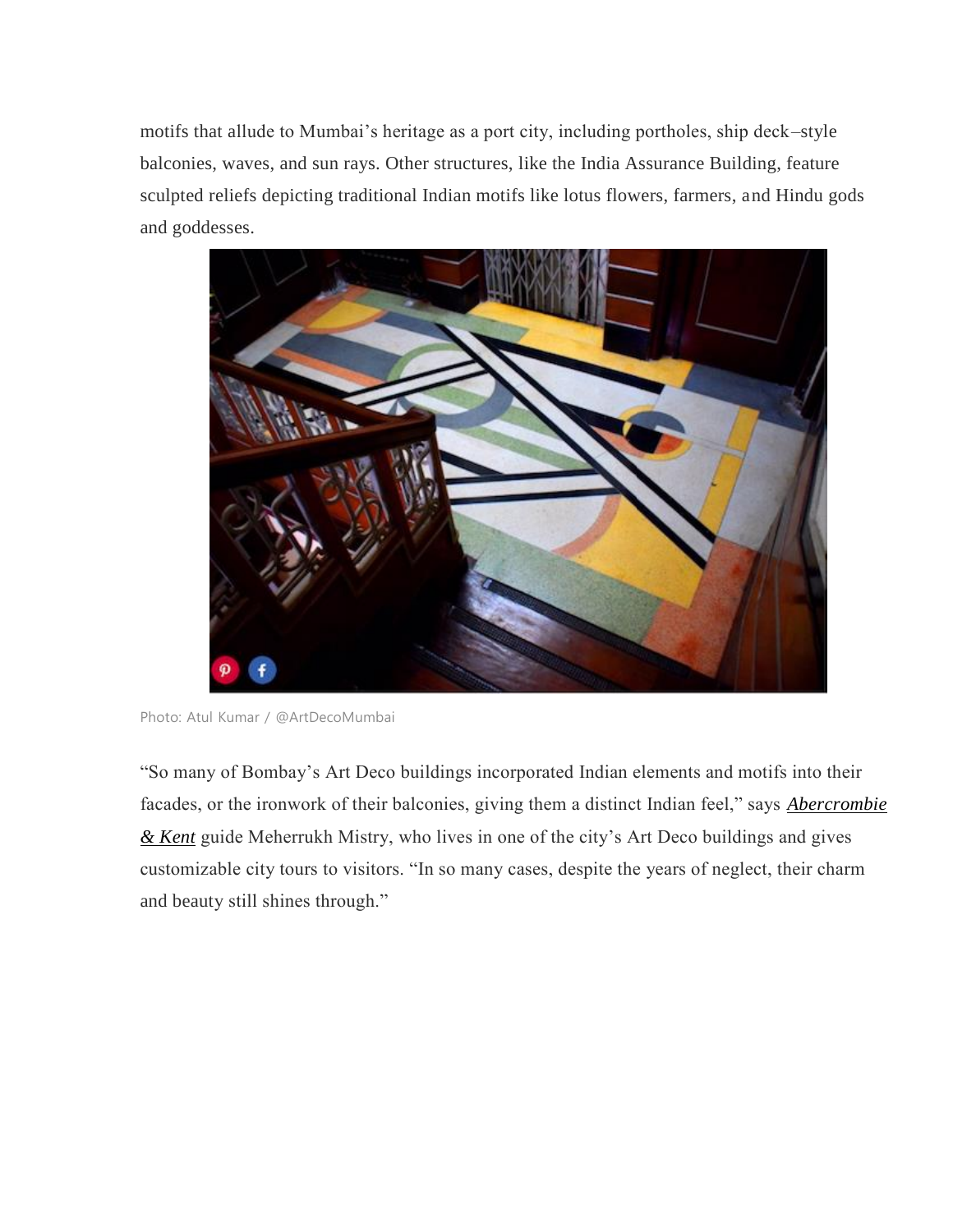motifs that allude to Mumbai's heritage as a port city, including portholes, ship deck–style balconies, waves, and sun rays. Other structures, like the India Assurance Building, feature sculpted reliefs depicting traditional Indian motifs like lotus flowers, farmers, and Hindu gods and goddesses.

Photo: Atul Kumar / @ArtDecoMumbai

"So many of Bombay's Art Deco buildings incorporated Indian elements and motifs into their facades, or the ironwork of their balconies, giving them a distinct Indian feel," says ***Abercrombie & Kent*** guide Meherrukh Mistry, who lives in one of the city's Art Deco buildings and gives customizable city tours to visitors. "In so many cases, despite the years of neglect, their charm and beauty still shines through."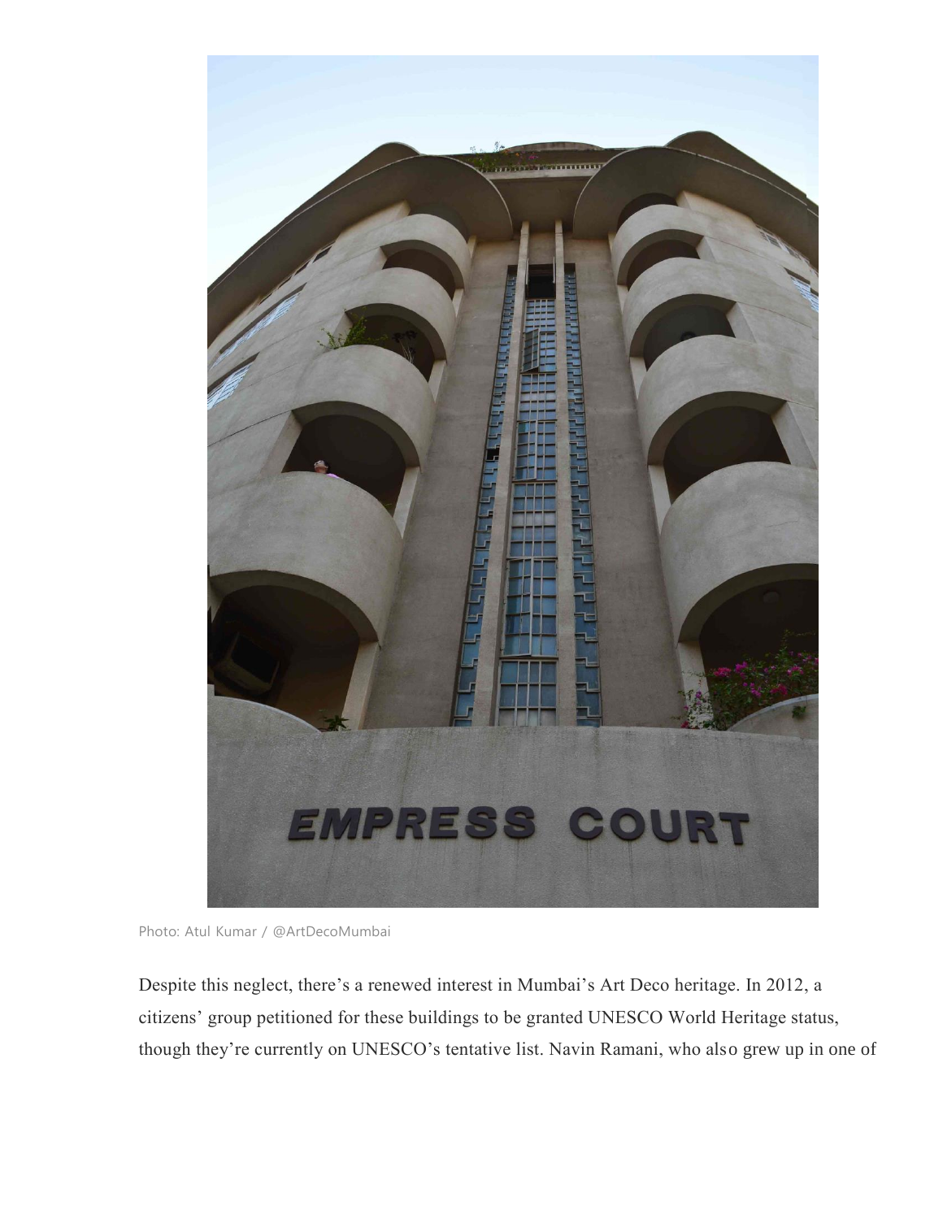Photo: Atul Kumar / @ArtDecoMumbai

Despite this neglect, there's a renewed interest in Mumbai's Art Deco heritage. In 2012, a citizens' group petitioned for these buildings to be granted UNESCO World Heritage status, though they're currently on UNESCO's tentative list. Navin Ramani, who also grew up in one of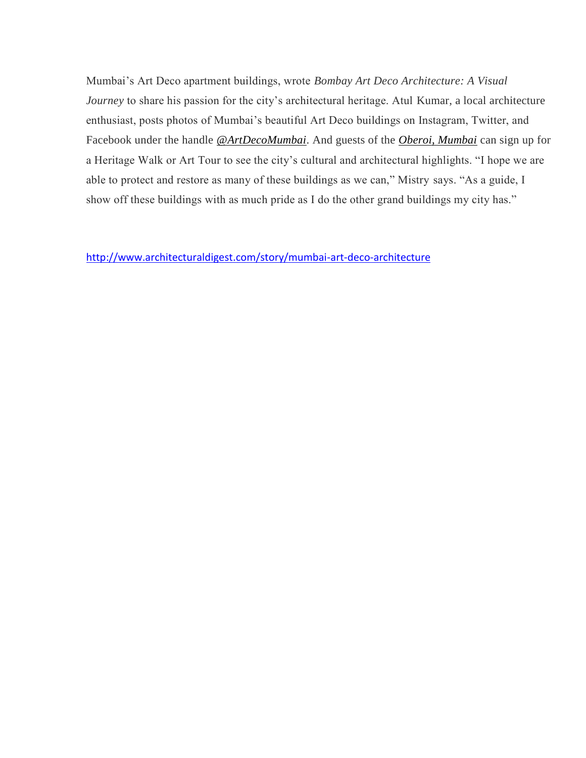Mumbai's Art Deco apartment buildings, wrote *Bombay Art Deco Architecture: A Visual Journey* to share his passion for the city's architectural heritage. Atul Kumar, a local architecture enthusiast, posts photos of Mumbai's beautiful Art Deco buildings on Instagram, Twitter, and Facebook under the handle *@ArtDecoMumbai*. And guests of the *Oberoi, Mumbai* can sign up for a Heritage Walk or Art Tour to see the city's cultural and architectural highlights. "I hope we are able to protect and restore as many of these buildings as we can," Mistry says. "As a guide, I show off these buildings with as much pride as I do the other grand buildings my city has."

http://www.architecturaldigest.com/story/mumbai-art-deco-architecture